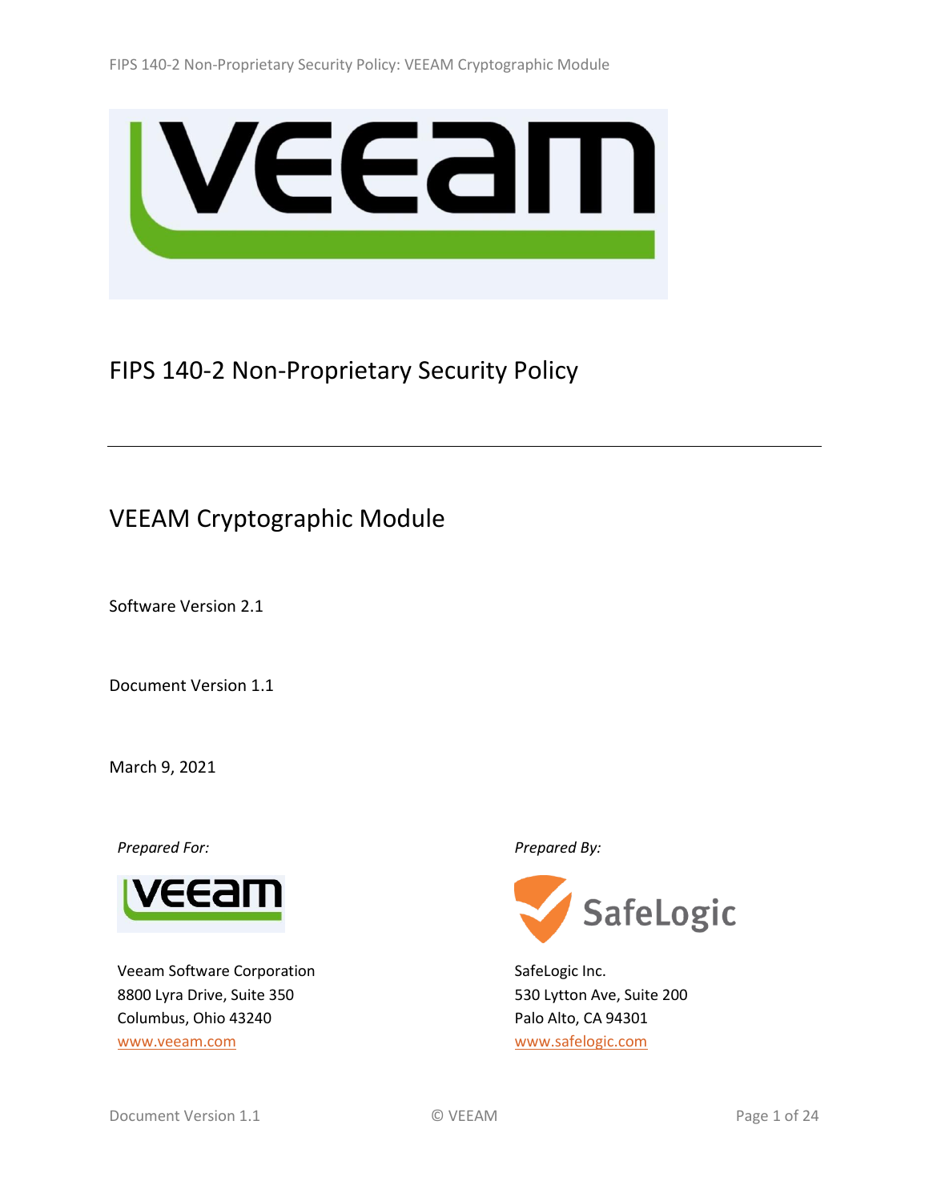# FIPS 140-2 Non-Proprietary Security Policy

## VEEAM Cryptographic Module

Software Version 2.1

Document Version 1.1

March 9, 2021

*Prepared For:*

Veeam Software Corporation
8800 Lyra Drive, Suite 350
Columbus, Ohio 43240
www.veeam.com

*Prepared By:*

SafeLogic Inc.
530 Lytton Ave, Suite 200
Palo Alto, CA 94301
www.safelogic.com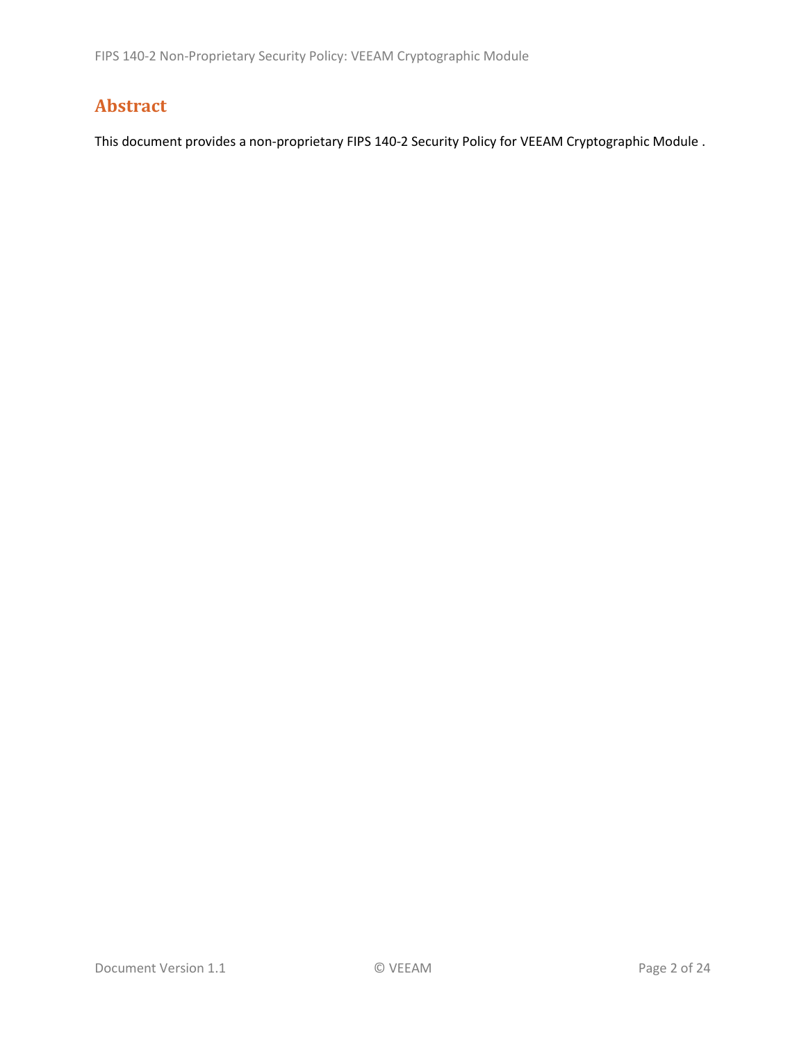# Abstract

This document provides a non-proprietary FIPS 140-2 Security Policy for VEEAM Cryptographic Module .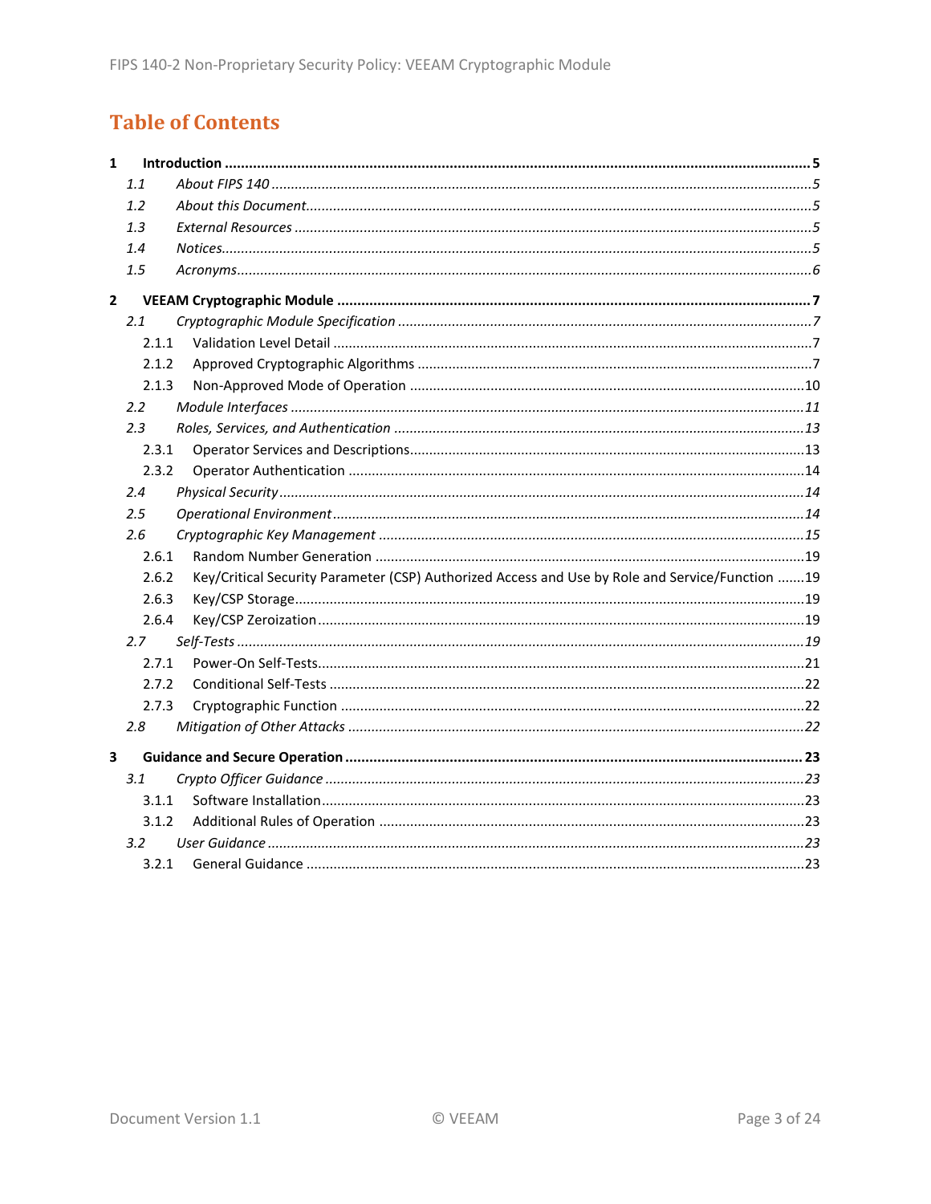# Table of Contents

**1 Introduction .......... 5**

*1.1 About FIPS 140 .......... 5*

*1.2 About this Document .......... 5*

*1.3 External Resources .......... 5*

*1.4 Notices .......... 5*

*1.5 Acronyms .......... 6*

**2 VEEAM Cryptographic Module .......... 7**

*2.1 Cryptographic Module Specification .......... 7*

2.1.1 Validation Level Detail .......... 7

2.1.2 Approved Cryptographic Algorithms .......... 7

2.1.3 Non-Approved Mode of Operation .......... 10

*2.2 Module Interfaces .......... 11*

*2.3 Roles, Services, and Authentication .......... 13*

2.3.1 Operator Services and Descriptions .......... 13

2.3.2 Operator Authentication .......... 14

*2.4 Physical Security .......... 14*

*2.5 Operational Environment .......... 14*

*2.6 Cryptographic Key Management .......... 15*

2.6.1 Random Number Generation .......... 19

2.6.2 Key/Critical Security Parameter (CSP) Authorized Access and Use by Role and Service/Function .......... 19

2.6.3 Key/CSP Storage .......... 19

2.6.4 Key/CSP Zeroization .......... 19

*2.7 Self-Tests .......... 19*

2.7.1 Power-On Self-Tests .......... 21

2.7.2 Conditional Self-Tests .......... 22

2.7.3 Cryptographic Function .......... 22

*2.8 Mitigation of Other Attacks .......... 22*

**3 Guidance and Secure Operation .......... 23**

*3.1 Crypto Officer Guidance .......... 23*

3.1.1 Software Installation .......... 23

3.1.2 Additional Rules of Operation .......... 23

*3.2 User Guidance .......... 23*

3.2.1 General Guidance .......... 23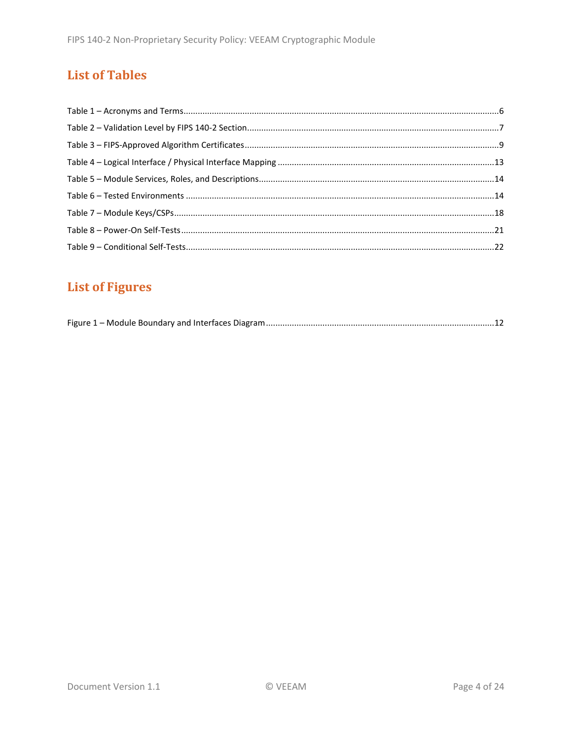## List of Tables

Table 1 – Acronyms and Terms....................................................................................................................6

Table 2 – Validation Level by FIPS 140-2 Section..........................................................................................7

Table 3 – FIPS-Approved Algorithm Certificates..........................................................................................9

Table 4 – Logical Interface / Physical Interface Mapping ...........................................................................13

Table 5 – Module Services, Roles, and Descriptions...................................................................................14

Table 6 – Tested Environments .................................................................................................................14

Table 7 – Module Keys/CSPs.......................................................................................................................18

Table 8 – Power-On Self-Tests....................................................................................................................21

Table 9 – Conditional Self-Tests..................................................................................................................22

## List of Figures

Figure 1 – Module Boundary and Interfaces Diagram ................................................................................12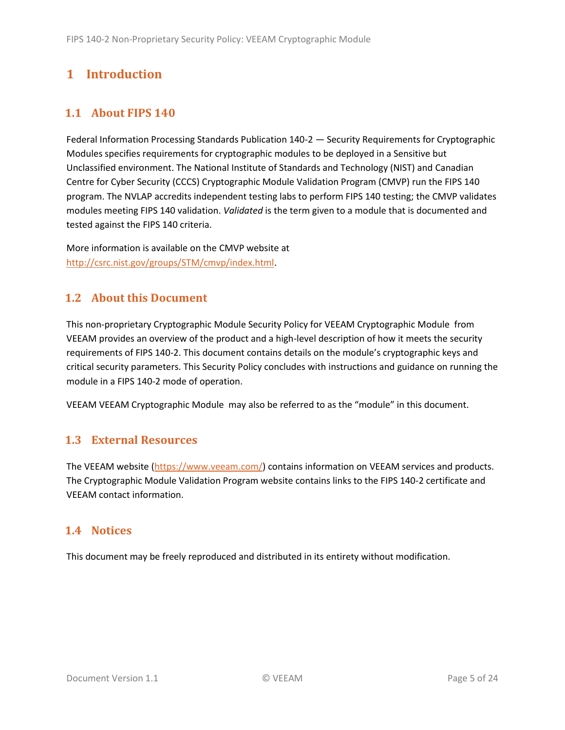# 1 Introduction

## 1.1 About FIPS 140

Federal Information Processing Standards Publication 140-2 — Security Requirements for Cryptographic Modules specifies requirements for cryptographic modules to be deployed in a Sensitive but Unclassified environment. The National Institute of Standards and Technology (NIST) and Canadian Centre for Cyber Security (CCCS) Cryptographic Module Validation Program (CMVP) run the FIPS 140 program. The NVLAP accredits independent testing labs to perform FIPS 140 testing; the CMVP validates modules meeting FIPS 140 validation. *Validated* is the term given to a module that is documented and tested against the FIPS 140 criteria.

More information is available on the CMVP website at http://csrc.nist.gov/groups/STM/cmvp/index.html.

## 1.2 About this Document

This non-proprietary Cryptographic Module Security Policy for VEEAM Cryptographic Module from VEEAM provides an overview of the product and a high-level description of how it meets the security requirements of FIPS 140-2. This document contains details on the module's cryptographic keys and critical security parameters. This Security Policy concludes with instructions and guidance on running the module in a FIPS 140-2 mode of operation.

VEEAM VEEAM Cryptographic Module may also be referred to as the "module" in this document.

## 1.3 External Resources

The VEEAM website (https://www.veeam.com/) contains information on VEEAM services and products. The Cryptographic Module Validation Program website contains links to the FIPS 140-2 certificate and VEEAM contact information.

## 1.4 Notices

This document may be freely reproduced and distributed in its entirety without modification.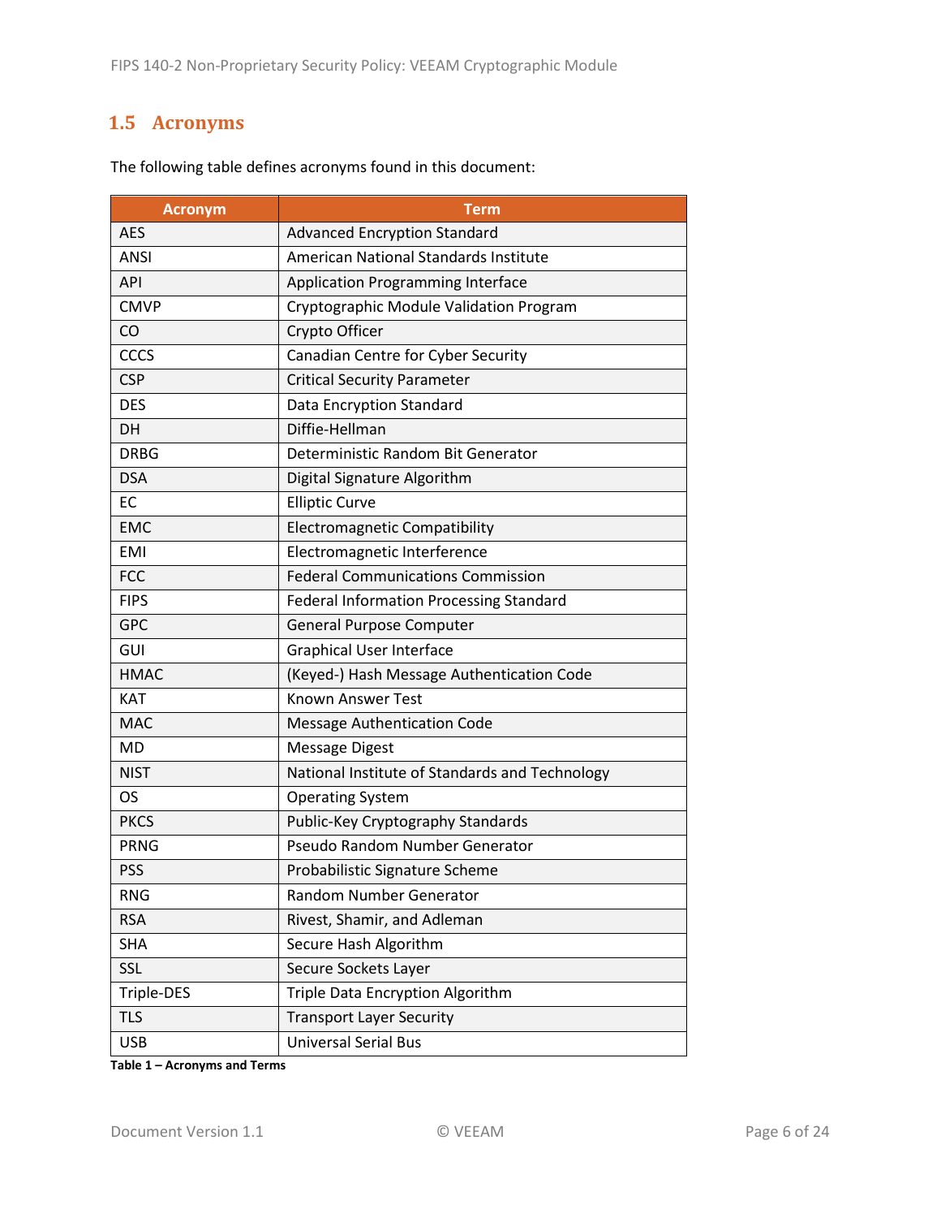## 1.5 Acronyms

The following table defines acronyms found in this document:

| Acronym | Term |
|---|---|
| AES | Advanced Encryption Standard |
| ANSI | American National Standards Institute |
| API | Application Programming Interface |
| CMVP | Cryptographic Module Validation Program |
| CO | Crypto Officer |
| CCCS | Canadian Centre for Cyber Security |
| CSP | Critical Security Parameter |
| DES | Data Encryption Standard |
| DH | Diffie-Hellman |
| DRBG | Deterministic Random Bit Generator |
| DSA | Digital Signature Algorithm |
| EC | Elliptic Curve |
| EMC | Electromagnetic Compatibility |
| EMI | Electromagnetic Interference |
| FCC | Federal Communications Commission |
| FIPS | Federal Information Processing Standard |
| GPC | General Purpose Computer |
| GUI | Graphical User Interface |
| HMAC | (Keyed-) Hash Message Authentication Code |
| KAT | Known Answer Test |
| MAC | Message Authentication Code |
| MD | Message Digest |
| NIST | National Institute of Standards and Technology |
| OS | Operating System |
| PKCS | Public-Key Cryptography Standards |
| PRNG | Pseudo Random Number Generator |
| PSS | Probabilistic Signature Scheme |
| RNG | Random Number Generator |
| RSA | Rivest, Shamir, and Adleman |
| SHA | Secure Hash Algorithm |
| SSL | Secure Sockets Layer |
| Triple-DES | Triple Data Encryption Algorithm |
| TLS | Transport Layer Security |
| USB | Universal Serial Bus |

**Table 1 – Acronyms and Terms**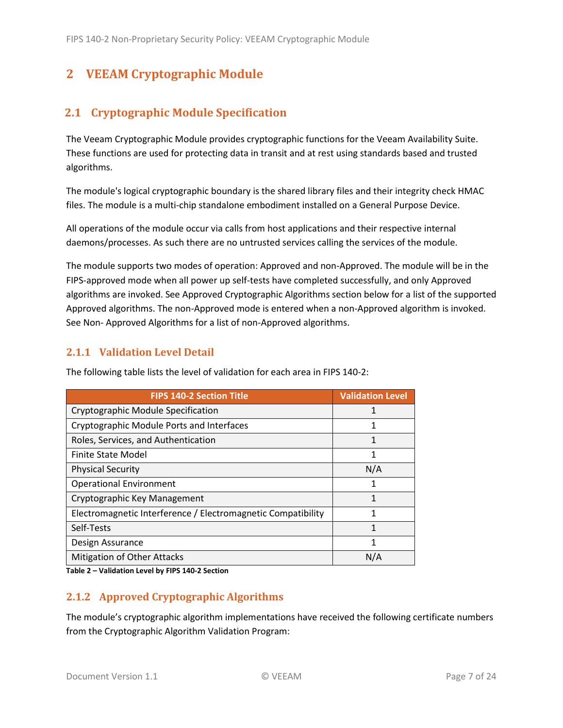# 2 VEEAM Cryptographic Module

## 2.1 Cryptographic Module Specification

The Veeam Cryptographic Module provides cryptographic functions for the Veeam Availability Suite. These functions are used for protecting data in transit and at rest using standards based and trusted algorithms.

The module's logical cryptographic boundary is the shared library files and their integrity check HMAC files. The module is a multi-chip standalone embodiment installed on a General Purpose Device.

All operations of the module occur via calls from host applications and their respective internal daemons/processes. As such there are no untrusted services calling the services of the module.

The module supports two modes of operation: Approved and non-Approved. The module will be in the FIPS-approved mode when all power up self-tests have completed successfully, and only Approved algorithms are invoked. See Approved Cryptographic Algorithms section below for a list of the supported Approved algorithms. The non-Approved mode is entered when a non-Approved algorithm is invoked. See Non- Approved Algorithms for a list of non-Approved algorithms.

### 2.1.1 Validation Level Detail

The following table lists the level of validation for each area in FIPS 140-2:

| FIPS 140-2 Section Title | Validation Level |
|---|---|
| Cryptographic Module Specification | 1 |
| Cryptographic Module Ports and Interfaces | 1 |
| Roles, Services, and Authentication | 1 |
| Finite State Model | 1 |
| Physical Security | N/A |
| Operational Environment | 1 |
| Cryptographic Key Management | 1 |
| Electromagnetic Interference / Electromagnetic Compatibility | 1 |
| Self-Tests | 1 |
| Design Assurance | 1 |
| Mitigation of Other Attacks | N/A |

**Table 2 – Validation Level by FIPS 140-2 Section**

### 2.1.2 Approved Cryptographic Algorithms

The module's cryptographic algorithm implementations have received the following certificate numbers from the Cryptographic Algorithm Validation Program: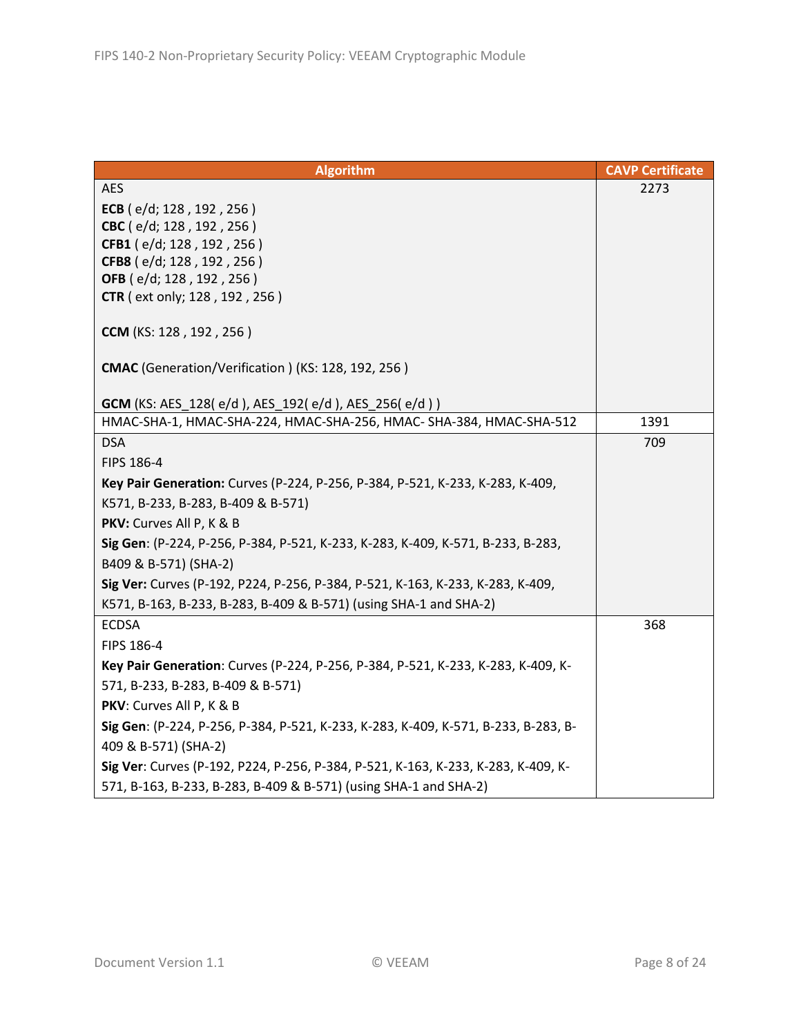| Algorithm | CAVP Certificate |
|---|---|
| AES<br><br>**ECB** ( e/d; 128 , 192 , 256 )<br>**CBC** ( e/d; 128 , 192 , 256 )<br>**CFB1** ( e/d; 128 , 192 , 256 )<br>**CFB8** ( e/d; 128 , 192 , 256 )<br>**OFB** ( e/d; 128 , 192 , 256 )<br>**CTR** ( ext only; 128 , 192 , 256 )<br><br>**CCM** (KS: 128 , 192 , 256 )<br><br>**CMAC** (Generation/Verification ) (KS: 128, 192, 256 )<br><br>**GCM** (KS: AES_128( e/d ), AES_192( e/d ), AES_256( e/d ) ) | 2273 |
| HMAC-SHA-1, HMAC-SHA-224, HMAC-SHA-256, HMAC- SHA-384, HMAC-SHA-512 | 1391 |
| DSA<br>FIPS 186-4<br>**Key Pair Generation:** Curves (P-224, P-256, P-384, P-521, K-233, K-283, K-409, K571, B-233, B-283, B-409 & B-571)<br>**PKV:** Curves All P, K & B<br>**Sig Gen**: (P-224, P-256, P-384, P-521, K-233, K-283, K-409, K-571, B-233, B-283, B409 & B-571) (SHA-2)<br>**Sig Ver:** Curves (P-192, P224, P-256, P-384, P-521, K-163, K-233, K-283, K-409, K571, B-163, B-233, B-283, B-409 & B-571) (using SHA-1 and SHA-2) | 709 |
| ECDSA<br>FIPS 186-4<br>**Key Pair Generation**: Curves (P-224, P-256, P-384, P-521, K-233, K-283, K-409, K-571, B-233, B-283, B-409 & B-571)<br>**PKV**: Curves All P, K & B<br>**Sig Gen**: (P-224, P-256, P-384, P-521, K-233, K-283, K-409, K-571, B-233, B-283, B-409 & B-571) (SHA-2)<br>**Sig Ver**: Curves (P-192, P224, P-256, P-384, P-521, K-163, K-233, K-283, K-409, K-571, B-163, B-233, B-283, B-409 & B-571) (using SHA-1 and SHA-2) | 368 |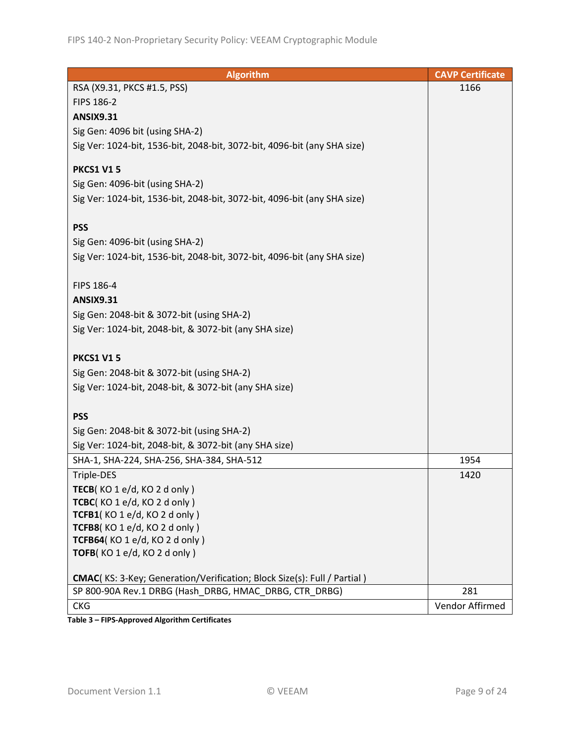| Algorithm | CAVP Certificate |
|---|---|
| RSA (X9.31, PKCS #1.5, PSS)<br>FIPS 186-2<br>**ANSIX9.31**<br>Sig Gen: 4096 bit (using SHA-2)<br>Sig Ver: 1024-bit, 1536-bit, 2048-bit, 3072-bit, 4096-bit (any SHA size)<br><br>**PKCS1 V1 5**<br>Sig Gen: 4096-bit (using SHA-2)<br>Sig Ver: 1024-bit, 1536-bit, 2048-bit, 3072-bit, 4096-bit (any SHA size)<br><br>**PSS**<br>Sig Gen: 4096-bit (using SHA-2)<br>Sig Ver: 1024-bit, 1536-bit, 2048-bit, 3072-bit, 4096-bit (any SHA size)<br><br>FIPS 186-4<br>**ANSIX9.31**<br>Sig Gen: 2048-bit & 3072-bit (using SHA-2)<br>Sig Ver: 1024-bit, 2048-bit, & 3072-bit (any SHA size)<br><br>**PKCS1 V1 5**<br>Sig Gen: 2048-bit & 3072-bit (using SHA-2)<br>Sig Ver: 1024-bit, 2048-bit, & 3072-bit (any SHA size)<br><br>**PSS**<br>Sig Gen: 2048-bit & 3072-bit (using SHA-2)<br>Sig Ver: 1024-bit, 2048-bit, & 3072-bit (any SHA size) | 1166 |
| SHA-1, SHA-224, SHA-256, SHA-384, SHA-512 | 1954 |
| Triple-DES<br>**TECB**( KO 1 e/d, KO 2 d only )<br>**TCBC**( KO 1 e/d, KO 2 d only )<br>**TCFB1**( KO 1 e/d, KO 2 d only )<br>**TCFB8**( KO 1 e/d, KO 2 d only )<br>**TCFB64**( KO 1 e/d, KO 2 d only )<br>**TOFB**( KO 1 e/d, KO 2 d only )<br><br>**CMAC**( KS: 3-Key; Generation/Verification; Block Size(s): Full / Partial ) | 1420 |
| SP 800-90A Rev.1 DRBG (Hash_DRBG, HMAC_DRBG, CTR_DRBG) | 281 |
| CKG | Vendor Affirmed |

**Table 3 – FIPS-Approved Algorithm Certificates**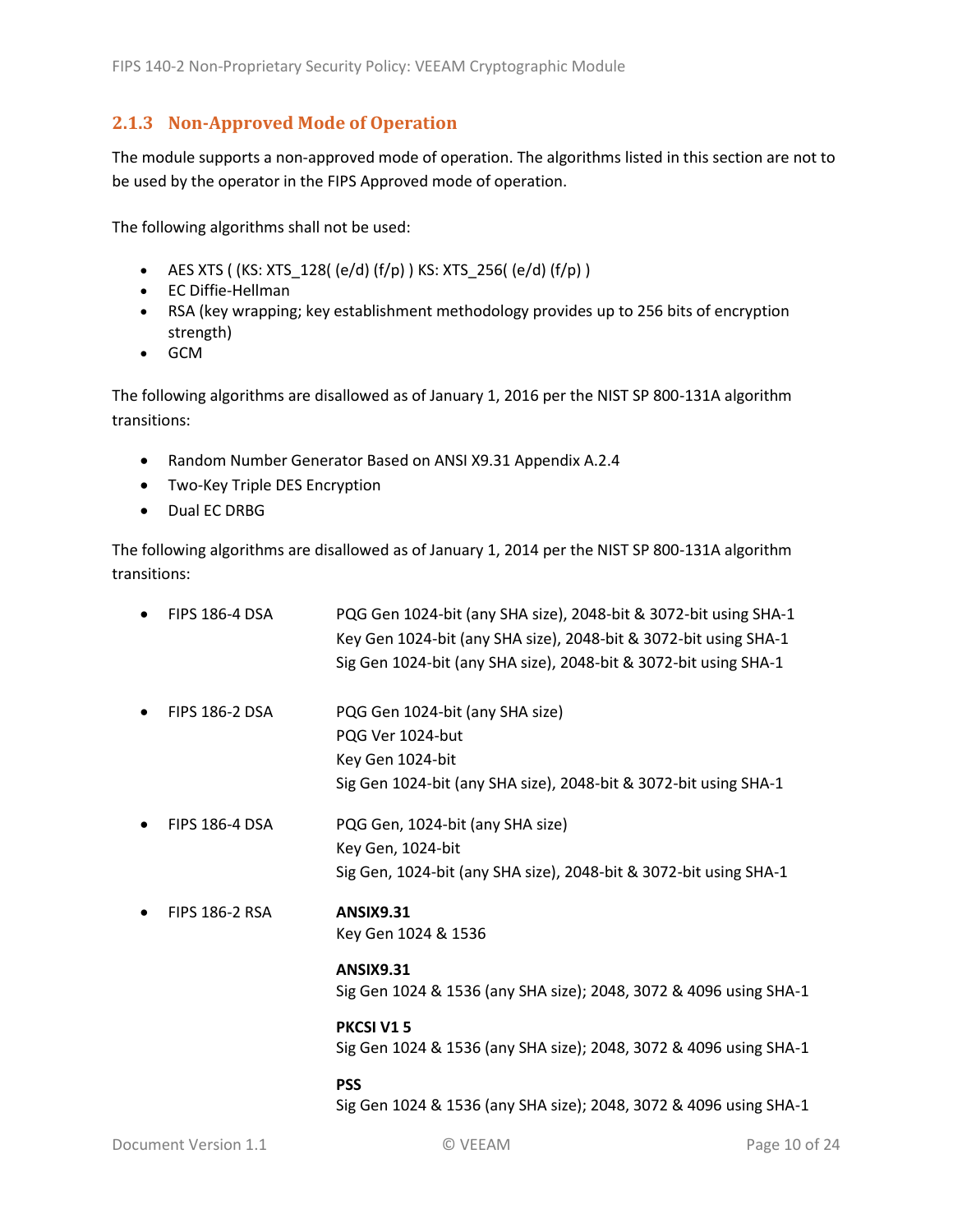### 2.1.3 Non-Approved Mode of Operation

The module supports a non-approved mode of operation. The algorithms listed in this section are not to be used by the operator in the FIPS Approved mode of operation.

The following algorithms shall not be used:

- AES XTS ( (KS: XTS_128( (e/d) (f/p) ) KS: XTS_256( (e/d) (f/p) )
- EC Diffie-Hellman
- RSA (key wrapping; key establishment methodology provides up to 256 bits of encryption strength)
- GCM

The following algorithms are disallowed as of January 1, 2016 per the NIST SP 800-131A algorithm transitions:

- Random Number Generator Based on ANSI X9.31 Appendix A.2.4
- Two-Key Triple DES Encryption
- Dual EC DRBG

The following algorithms are disallowed as of January 1, 2014 per the NIST SP 800-131A algorithm transitions:

- FIPS 186-4 DSA
  PQG Gen 1024-bit (any SHA size), 2048-bit & 3072-bit using SHA-1
  Key Gen 1024-bit (any SHA size), 2048-bit & 3072-bit using SHA-1
  Sig Gen 1024-bit (any SHA size), 2048-bit & 3072-bit using SHA-1

- FIPS 186-2 DSA
  PQG Gen 1024-bit (any SHA size)
  PQG Ver 1024-but
  Key Gen 1024-bit
  Sig Gen 1024-bit (any SHA size), 2048-bit & 3072-bit using SHA-1

- FIPS 186-4 DSA
  PQG Gen, 1024-bit (any SHA size)
  Key Gen, 1024-bit
  Sig Gen, 1024-bit (any SHA size), 2048-bit & 3072-bit using SHA-1

- FIPS 186-2 RSA

  **ANSIX9.31**
  Key Gen 1024 & 1536

  **ANSIX9.31**
  Sig Gen 1024 & 1536 (any SHA size); 2048, 3072 & 4096 using SHA-1

  **PKCSI V1 5**
  Sig Gen 1024 & 1536 (any SHA size); 2048, 3072 & 4096 using SHA-1

  **PSS**
  Sig Gen 1024 & 1536 (any SHA size); 2048, 3072 & 4096 using SHA-1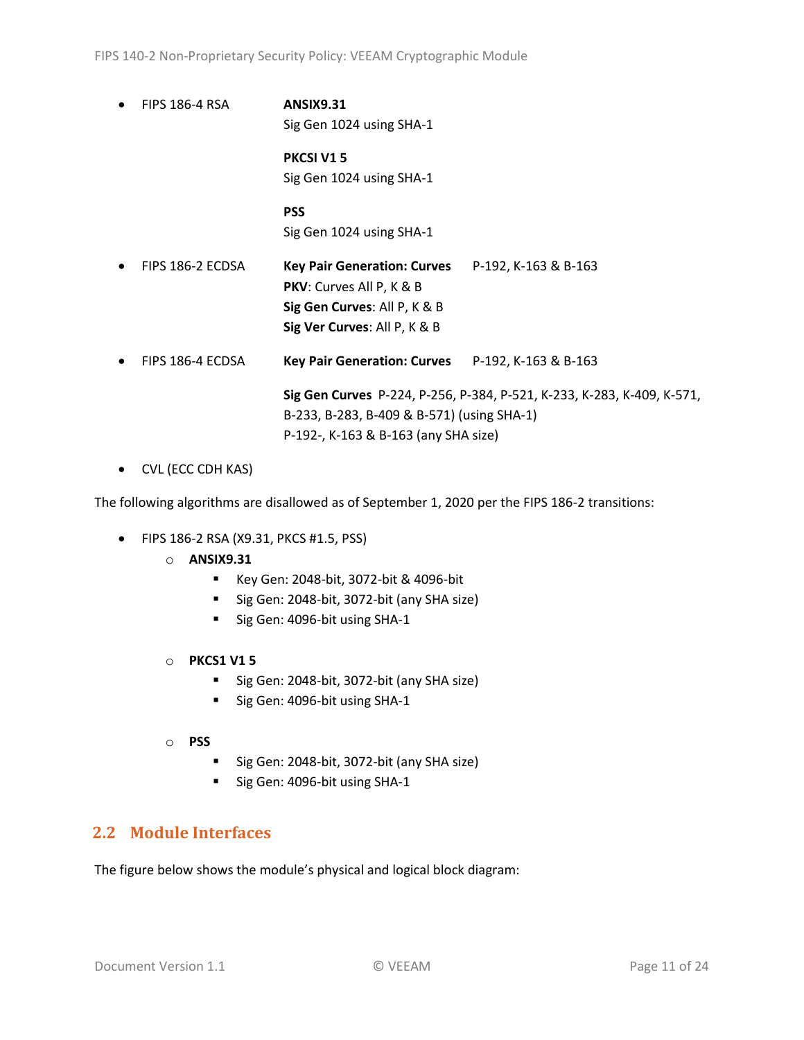- FIPS 186-4 RSA
  - **ANSIX9.31**
    Sig Gen 1024 using SHA-1
  - **PKCSI V1 5**
    Sig Gen 1024 using SHA-1
  - **PSS**
    Sig Gen 1024 using SHA-1
- FIPS 186-2 ECDSA
  - **Key Pair Generation: Curves** P-192, K-163 & B-163
  - **PKV**: Curves All P, K & B
  - **Sig Gen Curves**: All P, K & B
  - **Sig Ver Curves**: All P, K & B
- FIPS 186-4 ECDSA
  - **Key Pair Generation: Curves** P-192, K-163 & B-163
  - **Sig Gen Curves** P-224, P-256, P-384, P-521, K-233, K-283, K-409, K-571, B-233, B-283, B-409 & B-571) (using SHA-1)
    P-192-, K-163 & B-163 (any SHA size)
- CVL (ECC CDH KAS)

The following algorithms are disallowed as of September 1, 2020 per the FIPS 186-2 transitions:

- FIPS 186-2 RSA (X9.31, PKCS #1.5, PSS)
  - **ANSIX9.31**
    - Key Gen: 2048-bit, 3072-bit & 4096-bit
    - Sig Gen: 2048-bit, 3072-bit (any SHA size)
    - Sig Gen: 4096-bit using SHA-1
  - **PKCS1 V1 5**
    - Sig Gen: 2048-bit, 3072-bit (any SHA size)
    - Sig Gen: 4096-bit using SHA-1
  - **PSS**
    - Sig Gen: 2048-bit, 3072-bit (any SHA size)
    - Sig Gen: 4096-bit using SHA-1

## 2.2 Module Interfaces

The figure below shows the module's physical and logical block diagram: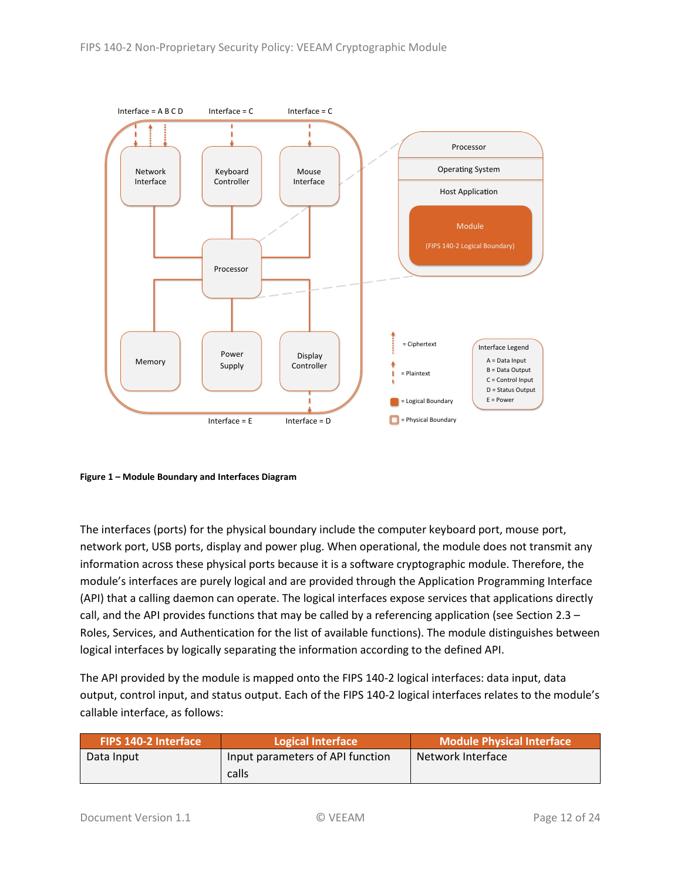**Figure 1 – Module Boundary and Interfaces Diagram**

The interfaces (ports) for the physical boundary include the computer keyboard port, mouse port, network port, USB ports, display and power plug. When operational, the module does not transmit any information across these physical ports because it is a software cryptographic module. Therefore, the module's interfaces are purely logical and are provided through the Application Programming Interface (API) that a calling daemon can operate. The logical interfaces expose services that applications directly call, and the API provides functions that may be called by a referencing application (see Section 2.3 – Roles, Services, and Authentication for the list of available functions). The module distinguishes between logical interfaces by logically separating the information according to the defined API.

The API provided by the module is mapped onto the FIPS 140-2 logical interfaces: data input, data output, control input, and status output. Each of the FIPS 140-2 logical interfaces relates to the module's callable interface, as follows:

| FIPS 140-2 Interface | Logical Interface | Module Physical Interface |
|---|---|---|
| Data Input | Input parameters of API function calls | Network Interface |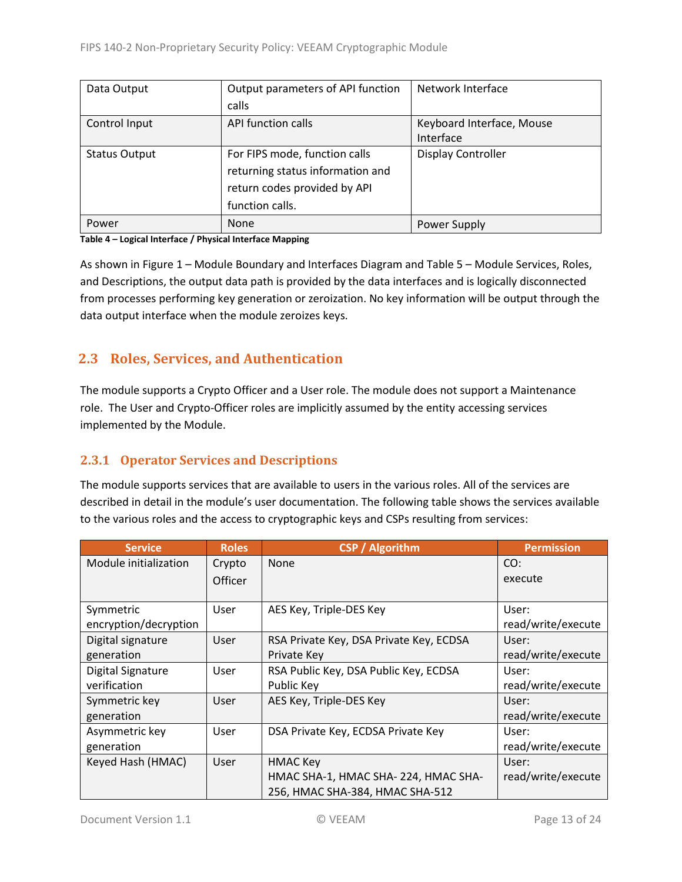| Data Output | Output parameters of API function calls | Network Interface |
|---|---|---|
| Control Input | API function calls | Keyboard Interface, Mouse Interface |
| Status Output | For FIPS mode, function calls returning status information and return codes provided by API function calls. | Display Controller |
| Power | None | Power Supply |

**Table 4 – Logical Interface / Physical Interface Mapping**

As shown in Figure 1 – Module Boundary and Interfaces Diagram and Table 5 – Module Services, Roles, and Descriptions, the output data path is provided by the data interfaces and is logically disconnected from processes performing key generation or zeroization. No key information will be output through the data output interface when the module zeroizes keys.

## 2.3 Roles, Services, and Authentication

The module supports a Crypto Officer and a User role. The module does not support a Maintenance role. The User and Crypto-Officer roles are implicitly assumed by the entity accessing services implemented by the Module.

### 2.3.1 Operator Services and Descriptions

The module supports services that are available to users in the various roles. All of the services are described in detail in the module's user documentation. The following table shows the services available to the various roles and the access to cryptographic keys and CSPs resulting from services:

| Service | Roles | CSP / Algorithm | Permission |
|---|---|---|---|
| Module initialization | Crypto Officer | None | CO: execute |
| Symmetric encryption/decryption | User | AES Key, Triple-DES Key | User: read/write/execute |
| Digital signature generation | User | RSA Private Key, DSA Private Key, ECDSA Private Key | User: read/write/execute |
| Digital Signature verification | User | RSA Public Key, DSA Public Key, ECDSA Public Key | User: read/write/execute |
| Symmetric key generation | User | AES Key, Triple-DES Key | User: read/write/execute |
| Asymmetric key generation | User | DSA Private Key, ECDSA Private Key | User: read/write/execute |
| Keyed Hash (HMAC) | User | HMAC Key<br>HMAC SHA-1, HMAC SHA- 224, HMAC SHA-256, HMAC SHA-384, HMAC SHA-512 | User: read/write/execute |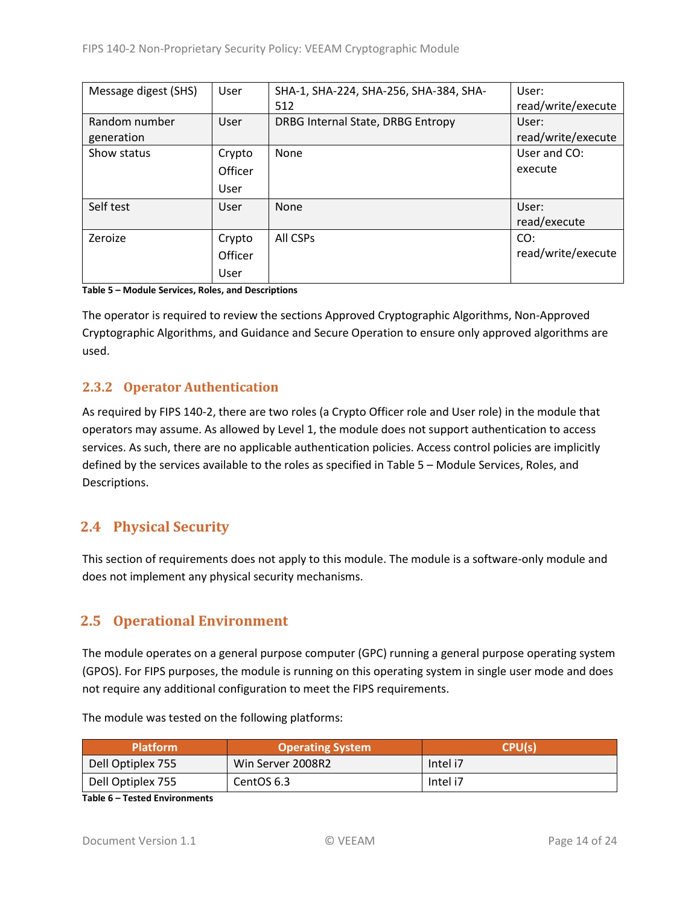| Message digest (SHS) | User | SHA-1, SHA-224, SHA-256, SHA-384, SHA-512 | User: read/write/execute |
|---|---|---|---|
| Random number generation | User | DRBG Internal State, DRBG Entropy | User: read/write/execute |
| Show status | Crypto Officer User | None | User and CO: execute |
| Self test | User | None | User: read/execute |
| Zeroize | Crypto Officer User | All CSPs | CO: read/write/execute |

**Table 5 – Module Services, Roles, and Descriptions**

The operator is required to review the sections Approved Cryptographic Algorithms, Non-Approved Cryptographic Algorithms, and Guidance and Secure Operation to ensure only approved algorithms are used.

### 2.3.2 Operator Authentication

As required by FIPS 140-2, there are two roles (a Crypto Officer role and User role) in the module that operators may assume. As allowed by Level 1, the module does not support authentication to access services. As such, there are no applicable authentication policies. Access control policies are implicitly defined by the services available to the roles as specified in Table 5 – Module Services, Roles, and Descriptions.

## 2.4 Physical Security

This section of requirements does not apply to this module. The module is a software-only module and does not implement any physical security mechanisms.

## 2.5 Operational Environment

The module operates on a general purpose computer (GPC) running a general purpose operating system (GPOS). For FIPS purposes, the module is running on this operating system in single user mode and does not require any additional configuration to meet the FIPS requirements.

The module was tested on the following platforms:

| Platform | Operating System | CPU(s) |
|---|---|---|
| Dell Optiplex 755 | Win Server 2008R2 | Intel i7 |
| Dell Optiplex 755 | CentOS 6.3 | Intel i7 |

**Table 6 – Tested Environments**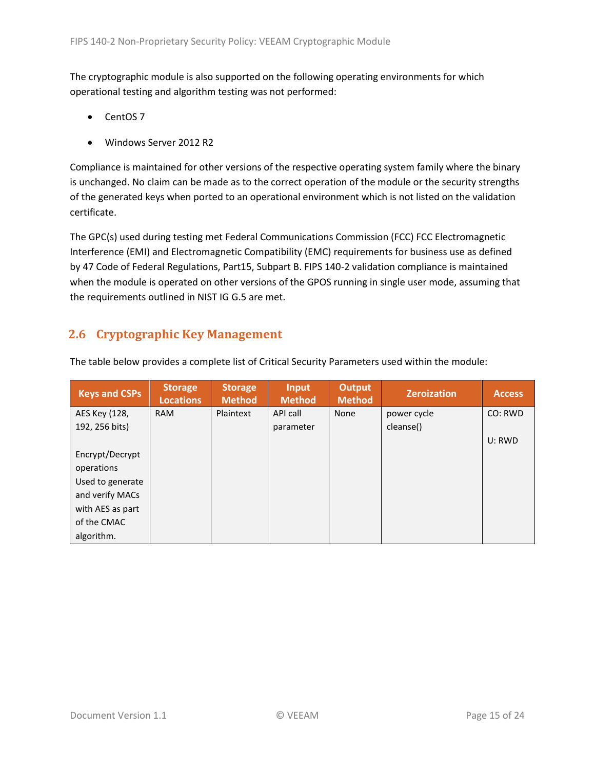The cryptographic module is also supported on the following operating environments for which operational testing and algorithm testing was not performed:

- CentOS 7
- Windows Server 2012 R2

Compliance is maintained for other versions of the respective operating system family where the binary is unchanged. No claim can be made as to the correct operation of the module or the security strengths of the generated keys when ported to an operational environment which is not listed on the validation certificate.

The GPC(s) used during testing met Federal Communications Commission (FCC) FCC Electromagnetic Interference (EMI) and Electromagnetic Compatibility (EMC) requirements for business use as defined by 47 Code of Federal Regulations, Part15, Subpart B. FIPS 140-2 validation compliance is maintained when the module is operated on other versions of the GPOS running in single user mode, assuming that the requirements outlined in NIST IG G.5 are met.

## 2.6 Cryptographic Key Management

The table below provides a complete list of Critical Security Parameters used within the module:

| Keys and CSPs | Storage Locations | Storage Method | Input Method | Output Method | Zeroization | Access |
|---|---|---|---|---|---|---|
| AES Key (128, 192, 256 bits)<br><br>Encrypt/Decrypt operations Used to generate and verify MACs with AES as part of the CMAC algorithm. | RAM | Plaintext | API call parameter | None | power cycle cleanse() | CO: RWD<br><br>U: RWD |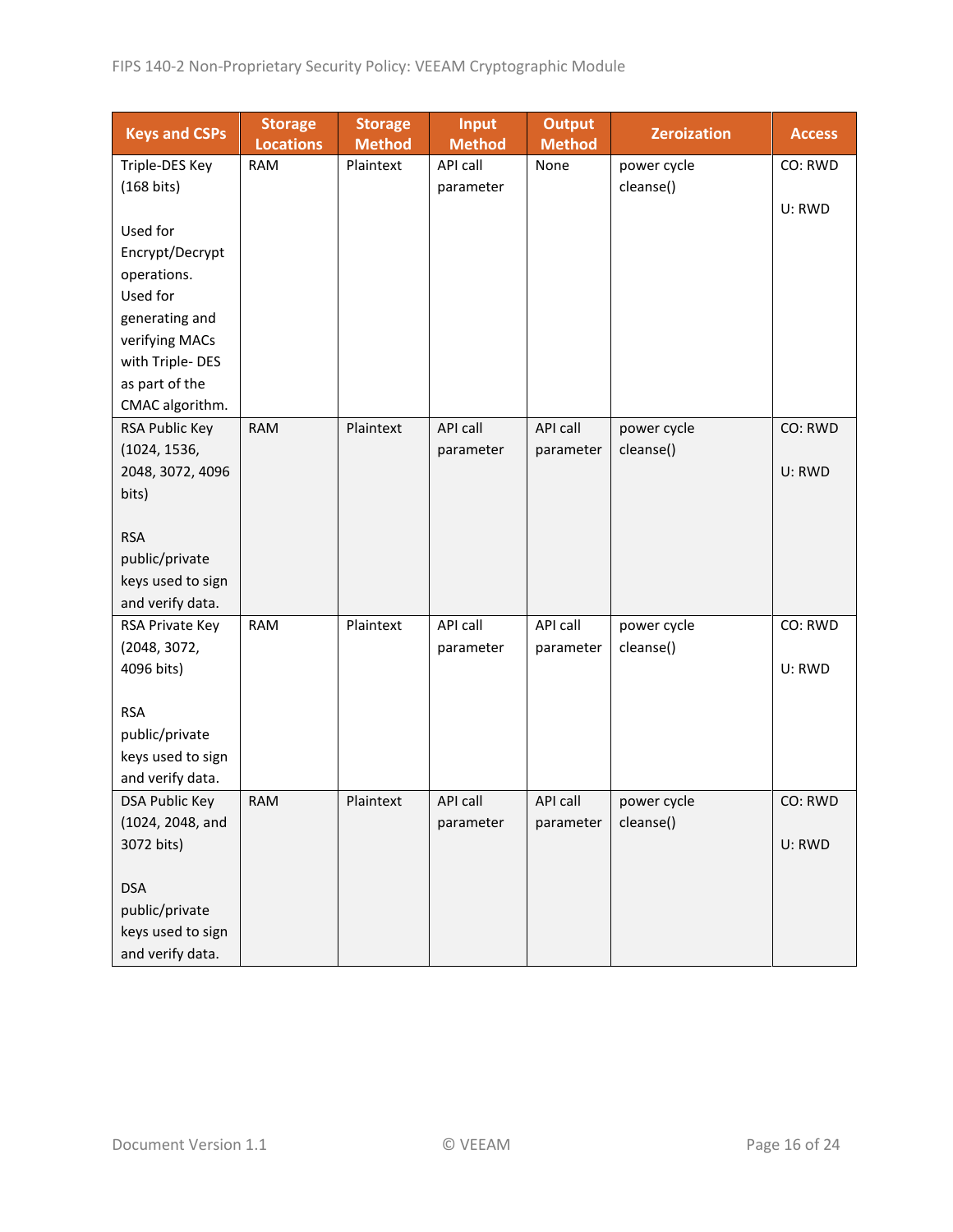| Keys and CSPs | Storage Locations | Storage Method | Input Method | Output Method | Zeroization | Access |
|---|---|---|---|---|---|---|
| Triple-DES Key (168 bits)<br><br>Used for Encrypt/Decrypt operations. Used for generating and verifying MACs with Triple- DES as part of the CMAC algorithm. | RAM | Plaintext | API call parameter | None | power cycle cleanse() | CO: RWD<br><br>U: RWD |
| RSA Public Key (1024, 1536, 2048, 3072, 4096 bits)<br><br>RSA public/private keys used to sign and verify data. | RAM | Plaintext | API call parameter | API call parameter | power cycle cleanse() | CO: RWD<br><br>U: RWD |
| RSA Private Key (2048, 3072, 4096 bits)<br><br>RSA public/private keys used to sign and verify data. | RAM | Plaintext | API call parameter | API call parameter | power cycle cleanse() | CO: RWD<br><br>U: RWD |
| DSA Public Key (1024, 2048, and 3072 bits)<br><br>DSA public/private keys used to sign and verify data. | RAM | Plaintext | API call parameter | API call parameter | power cycle cleanse() | CO: RWD<br><br>U: RWD |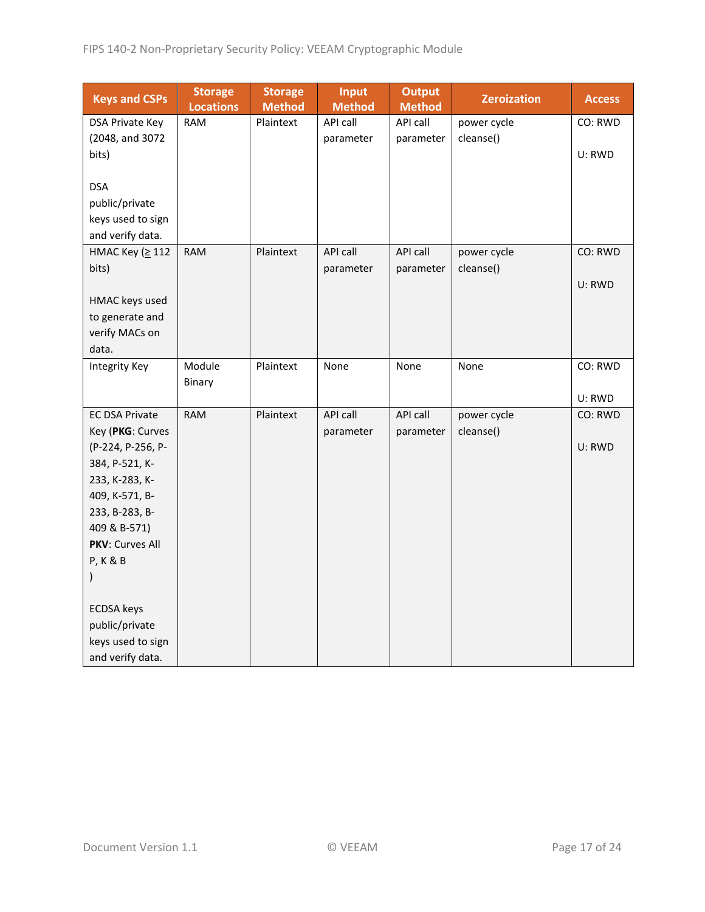| Keys and CSPs | Storage Locations | Storage Method | Input Method | Output Method | Zeroization | Access |
|---|---|---|---|---|---|---|
| DSA Private Key (2048, and 3072 bits)<br><br>DSA public/private keys used to sign and verify data. | RAM | Plaintext | API call parameter | API call parameter | power cycle cleanse() | CO: RWD<br><br>U: RWD |
| HMAC Key (≥ 112 bits)<br><br>HMAC keys used to generate and verify MACs on data. | RAM | Plaintext | API call parameter | API call parameter | power cycle cleanse() | CO: RWD<br><br>U: RWD |
| Integrity Key | Module Binary | Plaintext | None | None | None | CO: RWD<br><br>U: RWD |
| EC DSA Private Key (**PKG**: Curves (P-224, P-256, P-384, P-521, K-233, K-283, K-409, K-571, B-233, B-283, B-409 & B-571) **PKV**: Curves All P, K & B )<br><br>ECDSA keys public/private keys used to sign and verify data. | RAM | Plaintext | API call parameter | API call parameter | power cycle cleanse() | CO: RWD<br><br>U: RWD |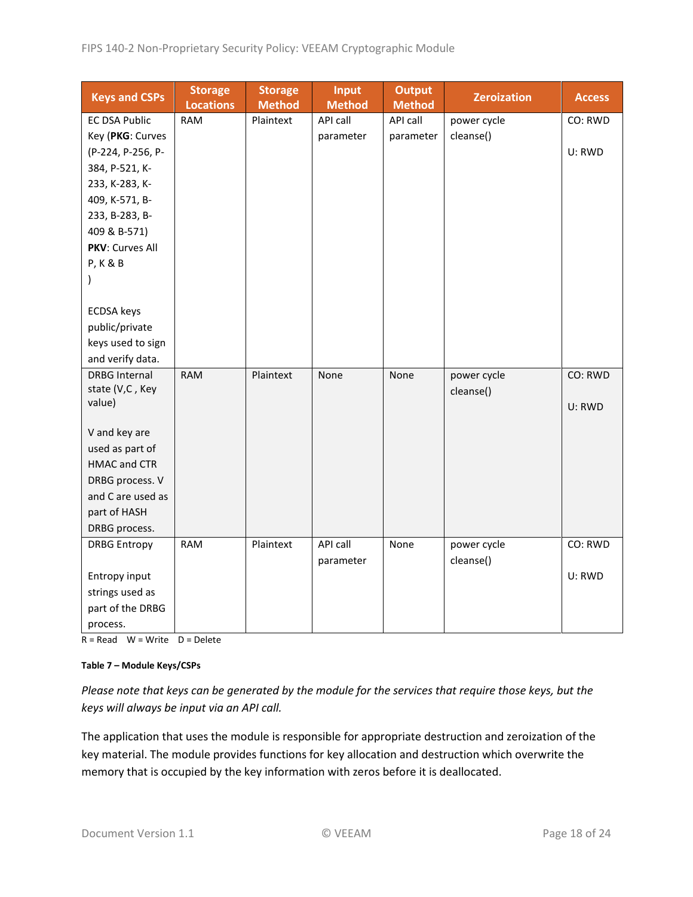| Keys and CSPs | Storage Locations | Storage Method | Input Method | Output Method | Zeroization | Access |
|---|---|---|---|---|---|---|
| EC DSA Public Key (**PKG**: Curves (P-224, P-256, P-384, P-521, K-233, K-283, K-409, K-571, B-233, B-283, B-409 & B-571) **PKV**: Curves All P, K & B ) <br><br> ECDSA keys public/private keys used to sign and verify data. | RAM | Plaintext | API call parameter | API call parameter | power cycle cleanse() | CO: RWD <br><br> U: RWD |
| DRBG Internal state (V,C , Key value) <br><br> V and key are used as part of HMAC and CTR DRBG process. V and C are used as part of HASH DRBG process. | RAM | Plaintext | None | None | power cycle cleanse() | CO: RWD <br><br> U: RWD |
| DRBG Entropy <br><br> Entropy input strings used as part of the DRBG process. | RAM | Plaintext | API call parameter | None | power cycle cleanse() | CO: RWD <br><br> U: RWD |

R = Read W = Write D = Delete

**Table 7 – Module Keys/CSPs**

*Please note that keys can be generated by the module for the services that require those keys, but the keys will always be input via an API call.*

The application that uses the module is responsible for appropriate destruction and zeroization of the key material. The module provides functions for key allocation and destruction which overwrite the memory that is occupied by the key information with zeros before it is deallocated.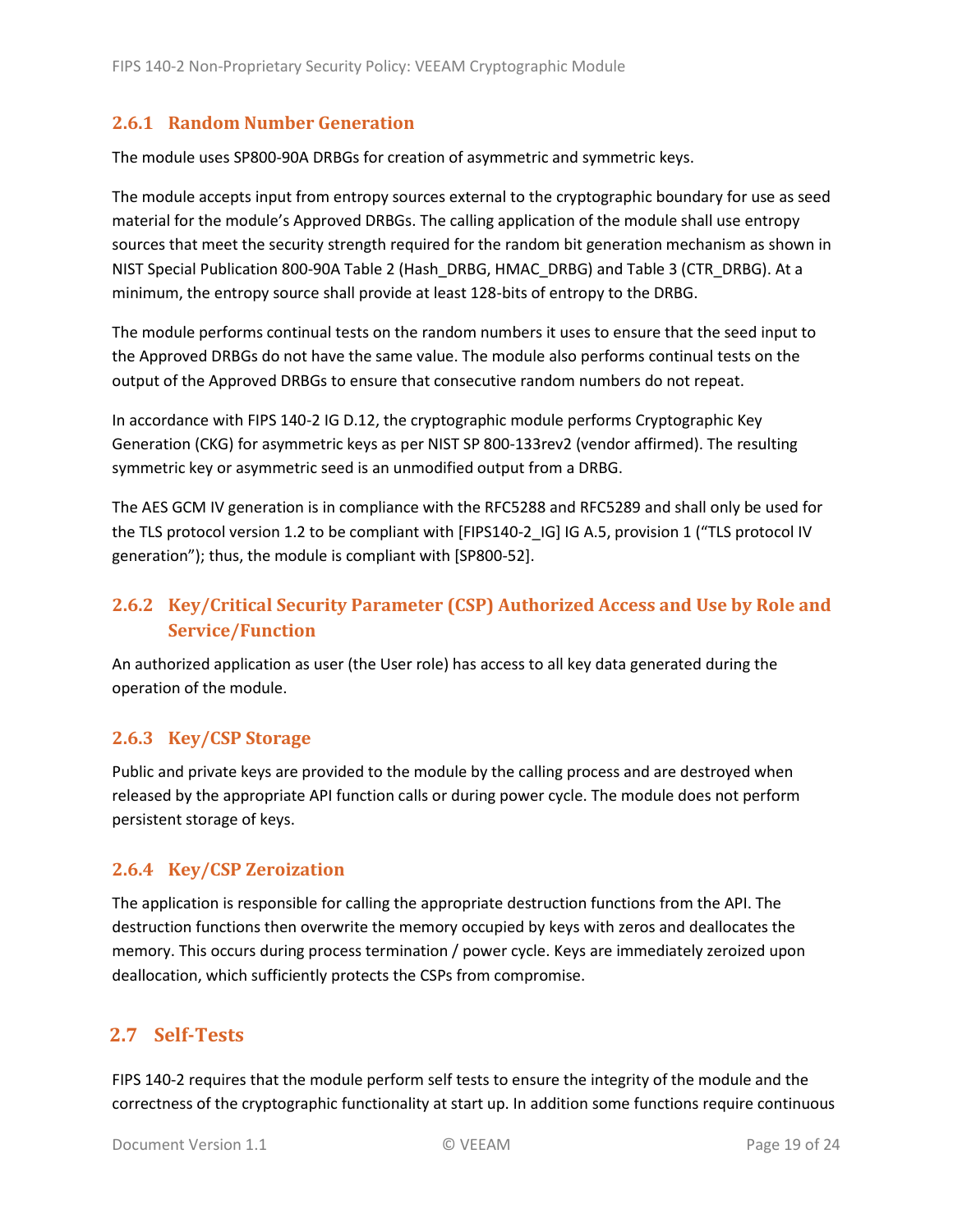### 2.6.1 Random Number Generation

The module uses SP800-90A DRBGs for creation of asymmetric and symmetric keys.

The module accepts input from entropy sources external to the cryptographic boundary for use as seed material for the module's Approved DRBGs. The calling application of the module shall use entropy sources that meet the security strength required for the random bit generation mechanism as shown in NIST Special Publication 800-90A Table 2 (Hash_DRBG, HMAC_DRBG) and Table 3 (CTR_DRBG). At a minimum, the entropy source shall provide at least 128-bits of entropy to the DRBG.

The module performs continual tests on the random numbers it uses to ensure that the seed input to the Approved DRBGs do not have the same value. The module also performs continual tests on the output of the Approved DRBGs to ensure that consecutive random numbers do not repeat.

In accordance with FIPS 140-2 IG D.12, the cryptographic module performs Cryptographic Key Generation (CKG) for asymmetric keys as per NIST SP 800-133rev2 (vendor affirmed). The resulting symmetric key or asymmetric seed is an unmodified output from a DRBG.

The AES GCM IV generation is in compliance with the RFC5288 and RFC5289 and shall only be used for the TLS protocol version 1.2 to be compliant with [FIPS140-2_IG] IG A.5, provision 1 ("TLS protocol IV generation"); thus, the module is compliant with [SP800-52].

### 2.6.2 Key/Critical Security Parameter (CSP) Authorized Access and Use by Role and Service/Function

An authorized application as user (the User role) has access to all key data generated during the operation of the module.

### 2.6.3 Key/CSP Storage

Public and private keys are provided to the module by the calling process and are destroyed when released by the appropriate API function calls or during power cycle. The module does not perform persistent storage of keys.

### 2.6.4 Key/CSP Zeroization

The application is responsible for calling the appropriate destruction functions from the API. The destruction functions then overwrite the memory occupied by keys with zeros and deallocates the memory. This occurs during process termination / power cycle. Keys are immediately zeroized upon deallocation, which sufficiently protects the CSPs from compromise.

## 2.7 Self-Tests

FIPS 140-2 requires that the module perform self tests to ensure the integrity of the module and the correctness of the cryptographic functionality at start up. In addition some functions require continuous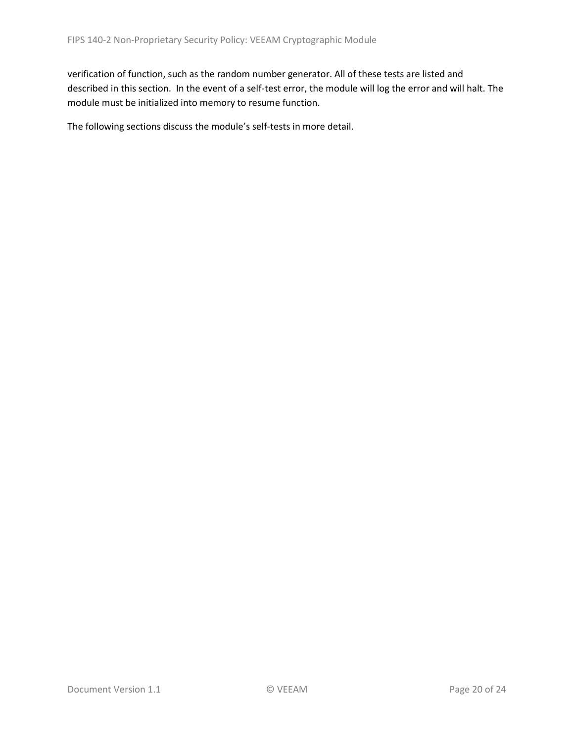verification of function, such as the random number generator. All of these tests are listed and described in this section. In the event of a self-test error, the module will log the error and will halt. The module must be initialized into memory to resume function.

The following sections discuss the module's self-tests in more detail.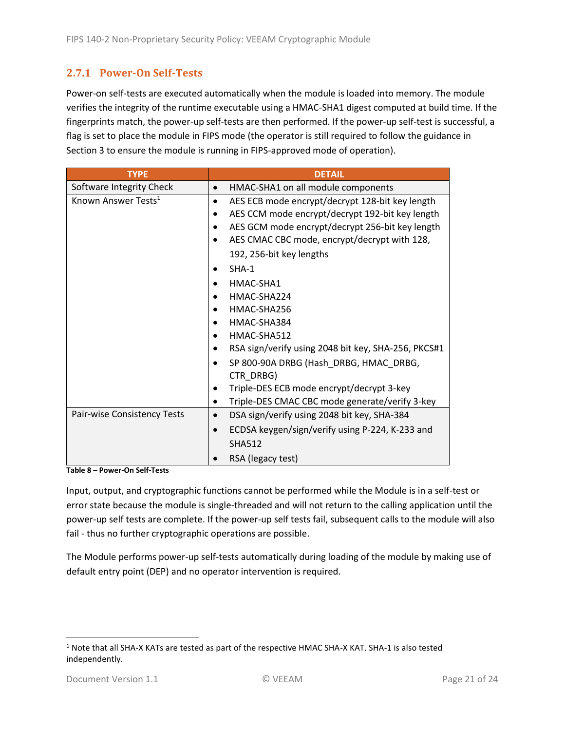### 2.7.1 Power-On Self-Tests

Power-on self-tests are executed automatically when the module is loaded into memory. The module verifies the integrity of the runtime executable using a HMAC-SHA1 digest computed at build time. If the fingerprints match, the power-up self-tests are then performed. If the power-up self-test is successful, a flag is set to place the module in FIPS mode (the operator is still required to follow the guidance in Section 3 to ensure the module is running in FIPS-approved mode of operation).

| TYPE | DETAIL |
|---|---|
| Software Integrity Check | • HMAC-SHA1 on all module components |
| Known Answer Tests[1] | • AES ECB mode encrypt/decrypt 128-bit key length<br>• AES CCM mode encrypt/decrypt 192-bit key length<br>• AES GCM mode encrypt/decrypt 256-bit key length<br>• AES CMAC CBC mode, encrypt/decrypt with 128, 192, 256-bit key lengths<br>• SHA-1<br>• HMAC-SHA1<br>• HMAC-SHA224<br>• HMAC-SHA256<br>• HMAC-SHA384<br>• HMAC-SHA512<br>• RSA sign/verify using 2048 bit key, SHA-256, PKCS#1<br>• SP 800-90A DRBG (Hash_DRBG, HMAC_DRBG, CTR_DRBG)<br>• Triple-DES ECB mode encrypt/decrypt 3-key<br>• Triple-DES CMAC CBC mode generate/verify 3-key |
| Pair-wise Consistency Tests | • DSA sign/verify using 2048 bit key, SHA-384<br>• ECDSA keygen/sign/verify using P-224, K-233 and SHA512<br>• RSA (legacy test) |

**Table 8 – Power-On Self-Tests**

Input, output, and cryptographic functions cannot be performed while the Module is in a self-test or error state because the module is single-threaded and will not return to the calling application until the power-up self tests are complete. If the power-up self tests fail, subsequent calls to the module will also fail - thus no further cryptographic operations are possible.

The Module performs power-up self-tests automatically during loading of the module by making use of default entry point (DEP) and no operator intervention is required.

[1] Note that all SHA-X KATs are tested as part of the respective HMAC SHA-X KAT. SHA-1 is also tested independently.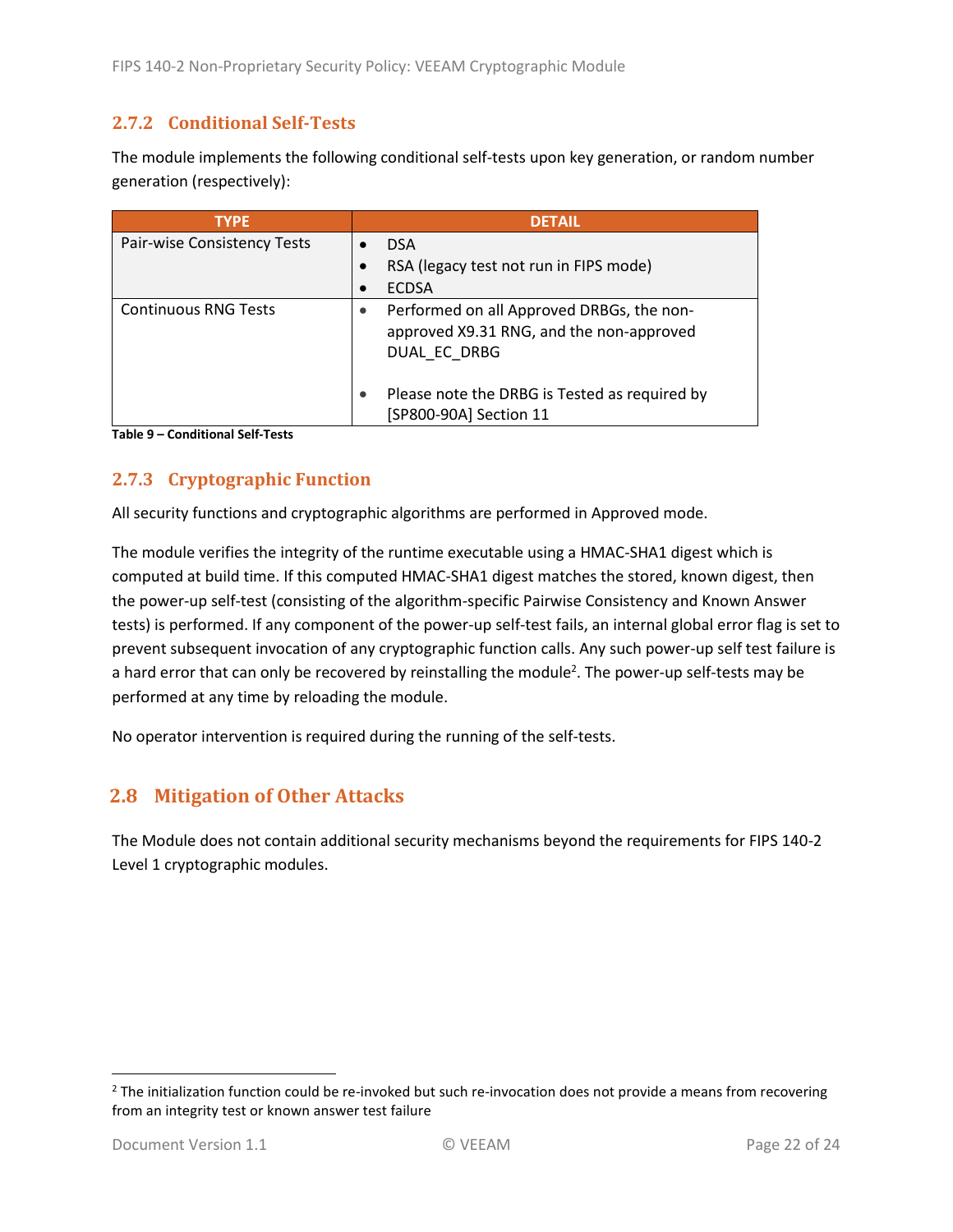### 2.7.2 Conditional Self-Tests

The module implements the following conditional self-tests upon key generation, or random number generation (respectively):

| TYPE | DETAIL |
|---|---|
| Pair-wise Consistency Tests | • DSA<br>• RSA (legacy test not run in FIPS mode)<br>• ECDSA |
| Continuous RNG Tests | • Performed on all Approved DRBGs, the non-approved X9.31 RNG, and the non-approved DUAL_EC_DRBG<br><br>• Please note the DRBG is Tested as required by [SP800-90A] Section 11 |

**Table 9 – Conditional Self-Tests**

### 2.7.3 Cryptographic Function

All security functions and cryptographic algorithms are performed in Approved mode.

The module verifies the integrity of the runtime executable using a HMAC-SHA1 digest which is computed at build time. If this computed HMAC-SHA1 digest matches the stored, known digest, then the power-up self-test (consisting of the algorithm-specific Pairwise Consistency and Known Answer tests) is performed. If any component of the power-up self-test fails, an internal global error flag is set to prevent subsequent invocation of any cryptographic function calls. Any such power-up self test failure is a hard error that can only be recovered by reinstalling the module[2]. The power-up self-tests may be performed at any time by reloading the module.

No operator intervention is required during the running of the self-tests.

## 2.8 Mitigation of Other Attacks

The Module does not contain additional security mechanisms beyond the requirements for FIPS 140-2 Level 1 cryptographic modules.

---

[2] The initialization function could be re-invoked but such re-invocation does not provide a means from recovering from an integrity test or known answer test failure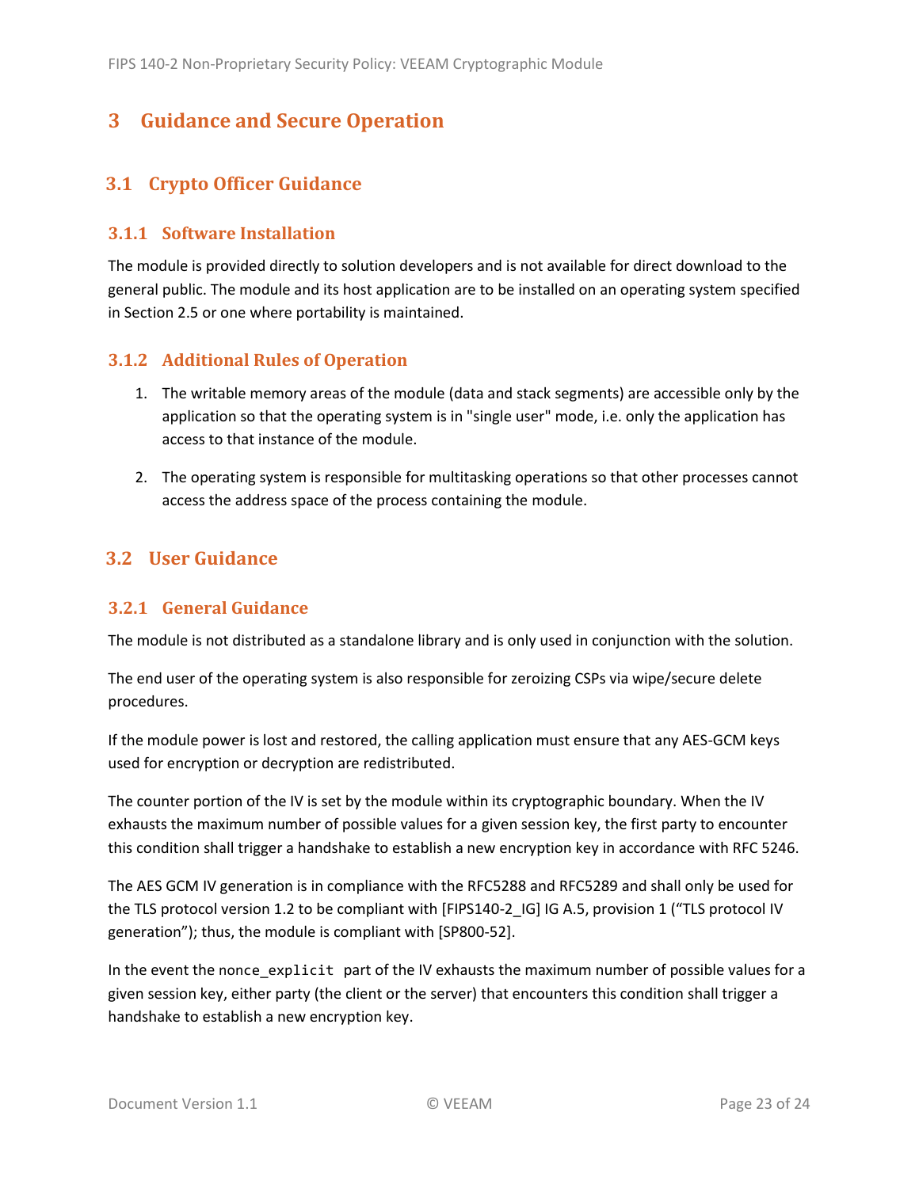# 3 Guidance and Secure Operation

## 3.1 Crypto Officer Guidance

### 3.1.1 Software Installation

The module is provided directly to solution developers and is not available for direct download to the general public. The module and its host application are to be installed on an operating system specified in Section 2.5 or one where portability is maintained.

### 3.1.2 Additional Rules of Operation

1. The writable memory areas of the module (data and stack segments) are accessible only by the application so that the operating system is in "single user" mode, i.e. only the application has access to that instance of the module.

2. The operating system is responsible for multitasking operations so that other processes cannot access the address space of the process containing the module.

## 3.2 User Guidance

### 3.2.1 General Guidance

The module is not distributed as a standalone library and is only used in conjunction with the solution.

The end user of the operating system is also responsible for zeroizing CSPs via wipe/secure delete procedures.

If the module power is lost and restored, the calling application must ensure that any AES-GCM keys used for encryption or decryption are redistributed.

The counter portion of the IV is set by the module within its cryptographic boundary. When the IV exhausts the maximum number of possible values for a given session key, the first party to encounter this condition shall trigger a handshake to establish a new encryption key in accordance with RFC 5246.

The AES GCM IV generation is in compliance with the RFC5288 and RFC5289 and shall only be used for the TLS protocol version 1.2 to be compliant with [FIPS140-2_IG] IG A.5, provision 1 ("TLS protocol IV generation"); thus, the module is compliant with [SP800-52].

In the event the `nonce_explicit` part of the IV exhausts the maximum number of possible values for a given session key, either party (the client or the server) that encounters this condition shall trigger a handshake to establish a new encryption key.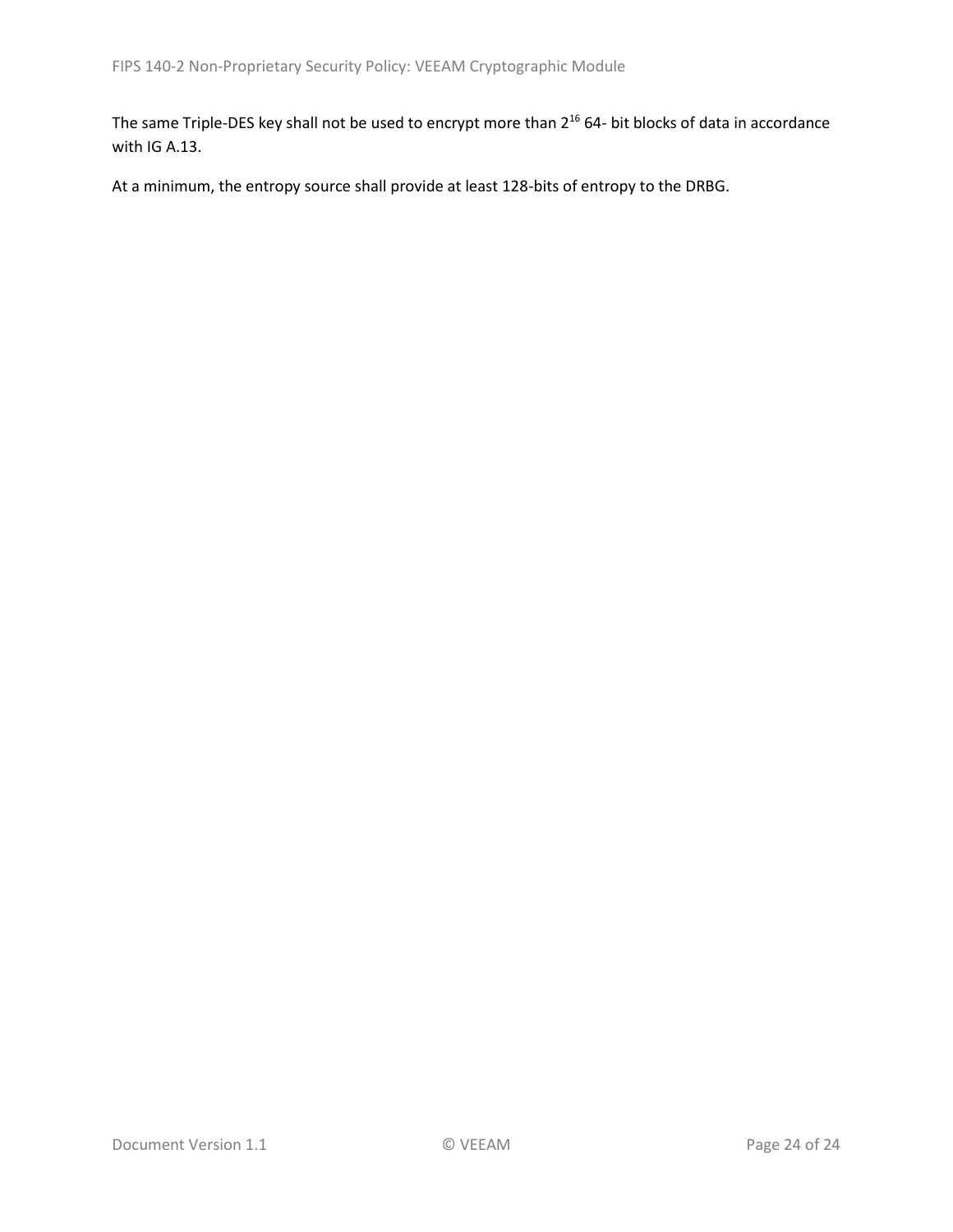The same Triple-DES key shall not be used to encrypt more than $2^{16}$ 64- bit blocks of data in accordance with IG A.13.

At a minimum, the entropy source shall provide at least 128-bits of entropy to the DRBG.